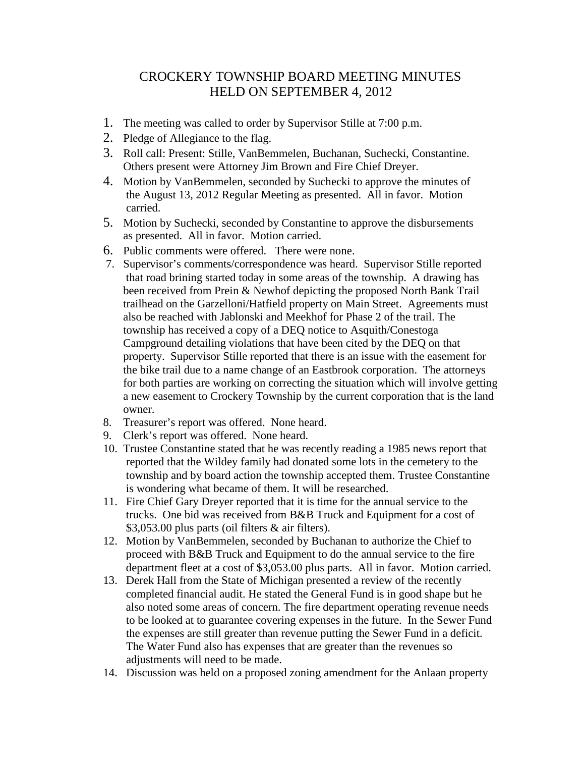# CROCKERY TOWNSHIP BOARD MEETING MINUTES
# HELD ON SEPTEMBER 4, 2012

1. The meeting was called to order by Supervisor Stille at 7:00 p.m.
2. Pledge of Allegiance to the flag.
3. Roll call: Present: Stille, VanBemmelen, Buchanan, Suchecki, Constantine. Others present were Attorney Jim Brown and Fire Chief Dreyer.
4. Motion by VanBemmelen, seconded by Suchecki to approve the minutes of the August 13, 2012 Regular Meeting as presented. All in favor. Motion carried.
5. Motion by Suchecki, seconded by Constantine to approve the disbursements as presented. All in favor. Motion carried.
6. Public comments were offered. There were none.
7. Supervisor's comments/correspondence was heard. Supervisor Stille reported that road brining started today in some areas of the township. A drawing has been received from Prein & Newhof depicting the proposed North Bank Trail trailhead on the Garzelloni/Hatfield property on Main Street. Agreements must also be reached with Jablonski and Meekhof for Phase 2 of the trail. The township has received a copy of a DEQ notice to Asquith/Conestoga Campground detailing violations that have been cited by the DEQ on that property. Supervisor Stille reported that there is an issue with the easement for the bike trail due to a name change of an Eastbrook corporation. The attorneys for both parties are working on correcting the situation which will involve getting a new easement to Crockery Township by the current corporation that is the land owner.
8. Treasurer's report was offered. None heard.
9. Clerk's report was offered. None heard.
10. Trustee Constantine stated that he was recently reading a 1985 news report that reported that the Wildey family had donated some lots in the cemetery to the township and by board action the township accepted them. Trustee Constantine is wondering what became of them. It will be researched.
11. Fire Chief Gary Dreyer reported that it is time for the annual service to the trucks. One bid was received from B&B Truck and Equipment for a cost of $3,053.00 plus parts (oil filters & air filters).
12. Motion by VanBemmelen, seconded by Buchanan to authorize the Chief to proceed with B&B Truck and Equipment to do the annual service to the fire department fleet at a cost of $3,053.00 plus parts. All in favor. Motion carried.
13. Derek Hall from the State of Michigan presented a review of the recently completed financial audit. He stated the General Fund is in good shape but he also noted some areas of concern. The fire department operating revenue needs to be looked at to guarantee covering expenses in the future. In the Sewer Fund the expenses are still greater than revenue putting the Sewer Fund in a deficit. The Water Fund also has expenses that are greater than the revenues so adjustments will need to be made.
14. Discussion was held on a proposed zoning amendment for the Anlaan property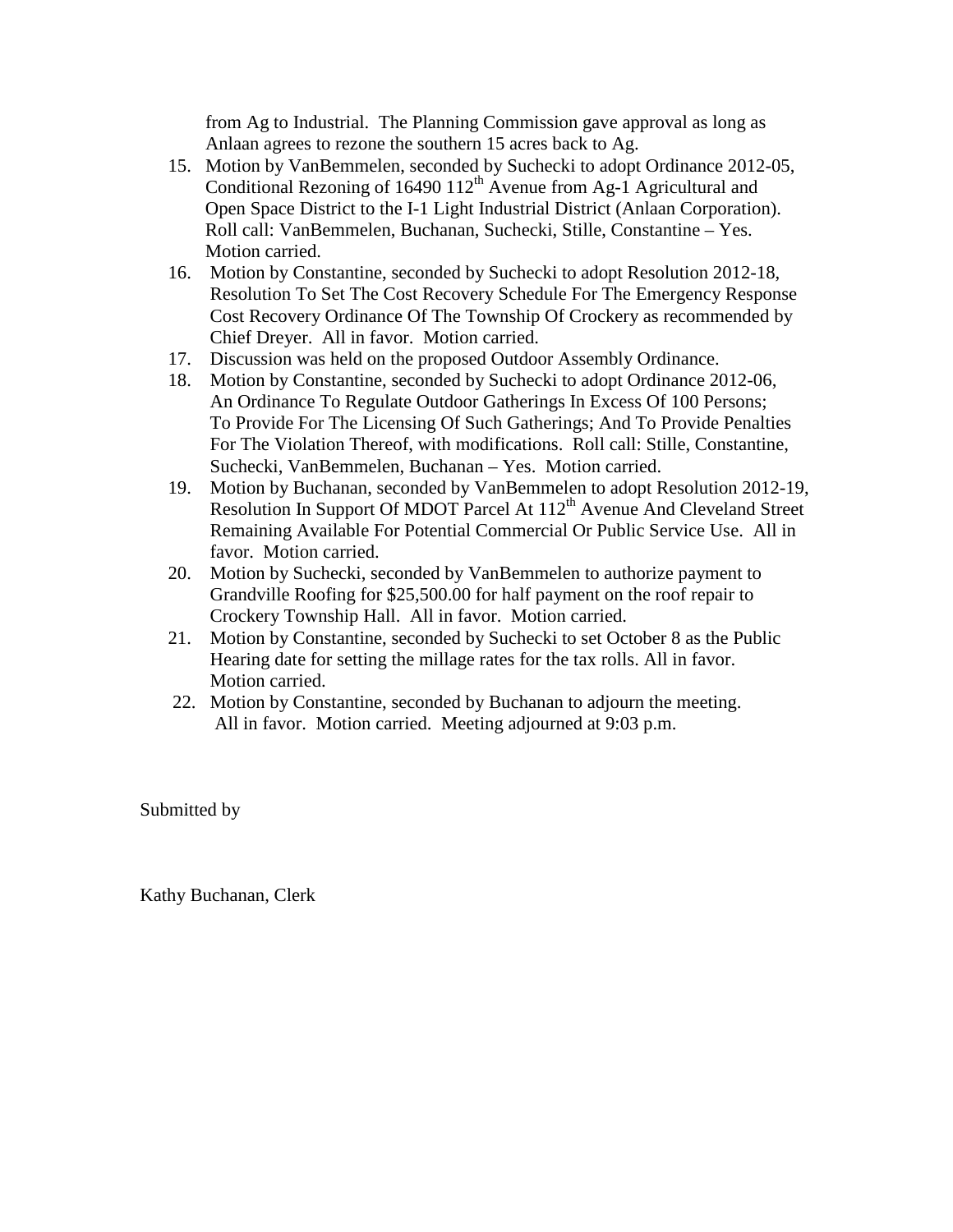from Ag to Industrial. The Planning Commission gave approval as long as Anlaan agrees to rezone the southern 15 acres back to Ag.

15. Motion by VanBemmelen, seconded by Suchecki to adopt Ordinance 2012-05, Conditional Rezoning of 16490 112th Avenue from Ag-1 Agricultural and Open Space District to the I-1 Light Industrial District (Anlaan Corporation). Roll call: VanBemmelen, Buchanan, Suchecki, Stille, Constantine – Yes. Motion carried.
16. Motion by Constantine, seconded by Suchecki to adopt Resolution 2012-18, Resolution To Set The Cost Recovery Schedule For The Emergency Response Cost Recovery Ordinance Of The Township Of Crockery as recommended by Chief Dreyer. All in favor. Motion carried.
17. Discussion was held on the proposed Outdoor Assembly Ordinance.
18. Motion by Constantine, seconded by Suchecki to adopt Ordinance 2012-06, An Ordinance To Regulate Outdoor Gatherings In Excess Of 100 Persons; To Provide For The Licensing Of Such Gatherings; And To Provide Penalties For The Violation Thereof, with modifications. Roll call: Stille, Constantine, Suchecki, VanBemmelen, Buchanan – Yes. Motion carried.
19. Motion by Buchanan, seconded by VanBemmelen to adopt Resolution 2012-19, Resolution In Support Of MDOT Parcel At 112th Avenue And Cleveland Street Remaining Available For Potential Commercial Or Public Service Use. All in favor. Motion carried.
20. Motion by Suchecki, seconded by VanBemmelen to authorize payment to Grandville Roofing for $25,500.00 for half payment on the roof repair to Crockery Township Hall. All in favor. Motion carried.
21. Motion by Constantine, seconded by Suchecki to set October 8 as the Public Hearing date for setting the millage rates for the tax rolls. All in favor. Motion carried.
22. Motion by Constantine, seconded by Buchanan to adjourn the meeting. All in favor. Motion carried. Meeting adjourned at 9:03 p.m.

Submitted by

Kathy Buchanan, Clerk